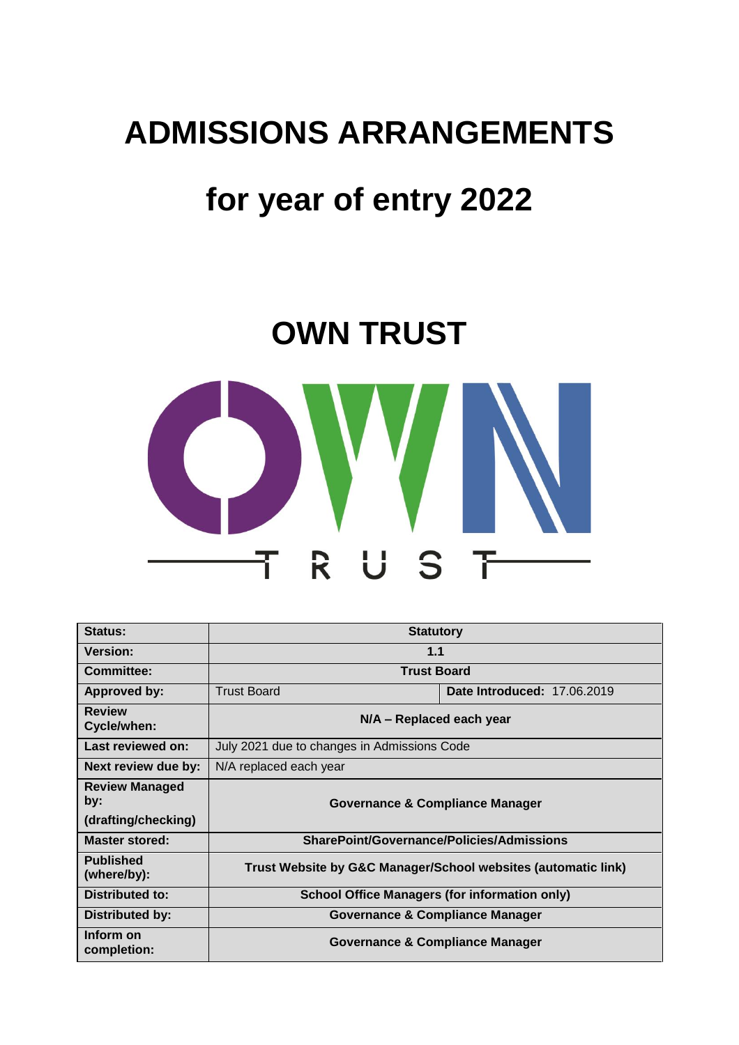# ADMISSIONS ARRANGEMENTS

# for year of entry 2022

## OWN TRUST

| Status: | Statutory | |
|---|---|---|
| Version: | 1.1 | |
| Committee: | Trust Board | |
| Approved by: | Trust Board | Date Introduced: 17.06.2019 |
| Review Cycle/when: | N/A – Replaced each year | |
| Last reviewed on: | July 2021 due to changes in Admissions Code | |
| Next review due by: | N/A replaced each year | |
| Review Managed by: (drafting/checking) | Governance & Compliance Manager | |
| Master stored: | SharePoint/Governance/Policies/Admissions | |
| Published (where/by): | Trust Website by G&C Manager/School websites (automatic link) | |
| Distributed to: | School Office Managers (for information only) | |
| Distributed by: | Governance & Compliance Manager | |
| Inform on completion: | Governance & Compliance Manager | |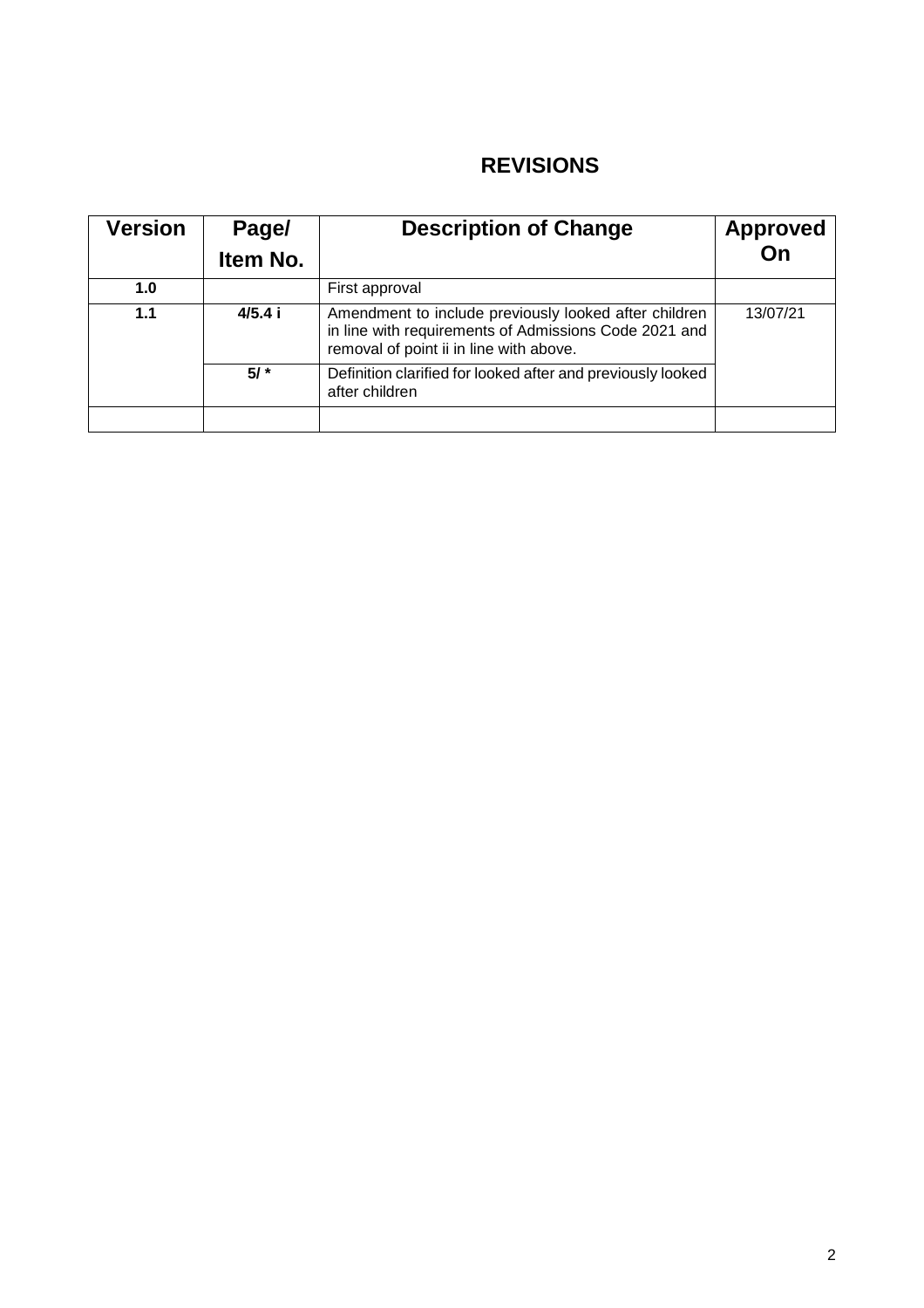# REVISIONS

| Version | Page/ Item No. | Description of Change | Approved On |
|---|---|---|---|
| **1.0** | | First approval | |
| **1.1** | **4/5.4 i** | Amendment to include previously looked after children in line with requirements of Admissions Code 2021 and removal of point ii in line with above. | 13/07/21 |
| | **5/ *** | Definition clarified for looked after and previously looked after children | |
| | | | |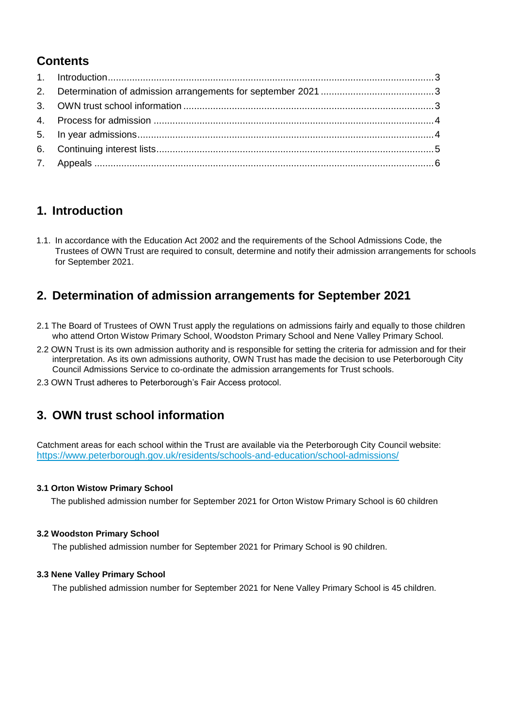## Contents

1. Introduction .......... 3
2. Determination of admission arrangements for september 2021 .......... 3
3. OWN trust school information .......... 3
4. Process for admission .......... 4
5. In year admissions .......... 4
6. Continuing interest lists .......... 5
7. Appeals .......... 6

## 1. Introduction

1.1. In accordance with the Education Act 2002 and the requirements of the School Admissions Code, the Trustees of OWN Trust are required to consult, determine and notify their admission arrangements for schools for September 2021.

## 2. Determination of admission arrangements for September 2021

2.1 The Board of Trustees of OWN Trust apply the regulations on admissions fairly and equally to those children who attend Orton Wistow Primary School, Woodston Primary School and Nene Valley Primary School.

2.2 OWN Trust is its own admission authority and is responsible for setting the criteria for admission and for their interpretation. As its own admissions authority, OWN Trust has made the decision to use Peterborough City Council Admissions Service to co-ordinate the admission arrangements for Trust schools.

2.3 OWN Trust adheres to Peterborough's Fair Access protocol.

## 3. OWN trust school information

Catchment areas for each school within the Trust are available via the Peterborough City Council website: https://www.peterborough.gov.uk/residents/schools-and-education/school-admissions/

**3.1 Orton Wistow Primary School**

The published admission number for September 2021 for Orton Wistow Primary School is 60 children

**3.2 Woodston Primary School**

The published admission number for September 2021 for Primary School is 90 children.

**3.3 Nene Valley Primary School**

The published admission number for September 2021 for Nene Valley Primary School is 45 children.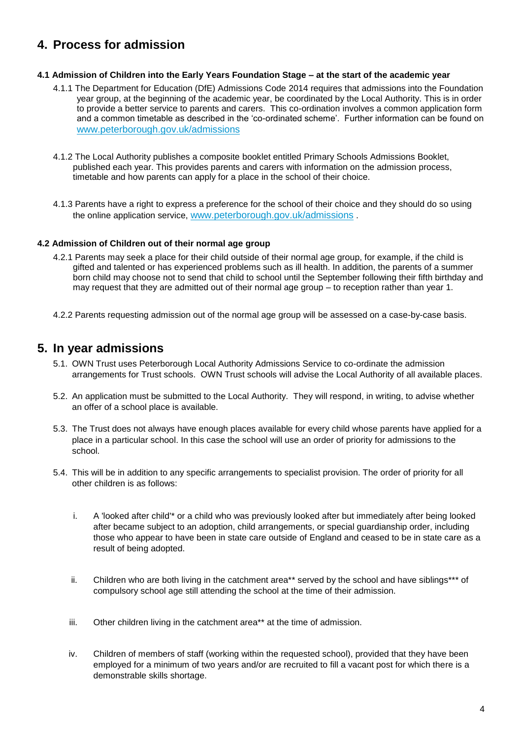## 4. Process for admission

### 4.1 Admission of Children into the Early Years Foundation Stage – at the start of the academic year

4.1.1 The Department for Education (DfE) Admissions Code 2014 requires that admissions into the Foundation year group, at the beginning of the academic year, be coordinated by the Local Authority. This is in order to provide a better service to parents and carers. This co-ordination involves a common application form and a common timetable as described in the 'co-ordinated scheme'. Further information can be found on www.peterborough.gov.uk/admissions

4.1.2 The Local Authority publishes a composite booklet entitled Primary Schools Admissions Booklet, published each year. This provides parents and carers with information on the admission process, timetable and how parents can apply for a place in the school of their choice.

4.1.3 Parents have a right to express a preference for the school of their choice and they should do so using the online application service, www.peterborough.gov.uk/admissions .

### 4.2 Admission of Children out of their normal age group

4.2.1 Parents may seek a place for their child outside of their normal age group, for example, if the child is gifted and talented or has experienced problems such as ill health. In addition, the parents of a summer born child may choose not to send that child to school until the September following their fifth birthday and may request that they are admitted out of their normal age group – to reception rather than year 1.

4.2.2 Parents requesting admission out of the normal age group will be assessed on a case-by-case basis.

## 5. In year admissions

5.1. OWN Trust uses Peterborough Local Authority Admissions Service to co-ordinate the admission arrangements for Trust schools. OWN Trust schools will advise the Local Authority of all available places.

5.2. An application must be submitted to the Local Authority. They will respond, in writing, to advise whether an offer of a school place is available.

5.3. The Trust does not always have enough places available for every child whose parents have applied for a place in a particular school. In this case the school will use an order of priority for admissions to the school.

5.4. This will be in addition to any specific arrangements to specialist provision. The order of priority for all other children is as follows:

i. A 'looked after child'* or a child who was previously looked after but immediately after being looked after became subject to an adoption, child arrangements, or special guardianship order, including those who appear to have been in state care outside of England and ceased to be in state care as a result of being adopted.

ii. Children who are both living in the catchment area** served by the school and have siblings*** of compulsory school age still attending the school at the time of their admission.

iii. Other children living in the catchment area** at the time of admission.

iv. Children of members of staff (working within the requested school), provided that they have been employed for a minimum of two years and/or are recruited to fill a vacant post for which there is a demonstrable skills shortage.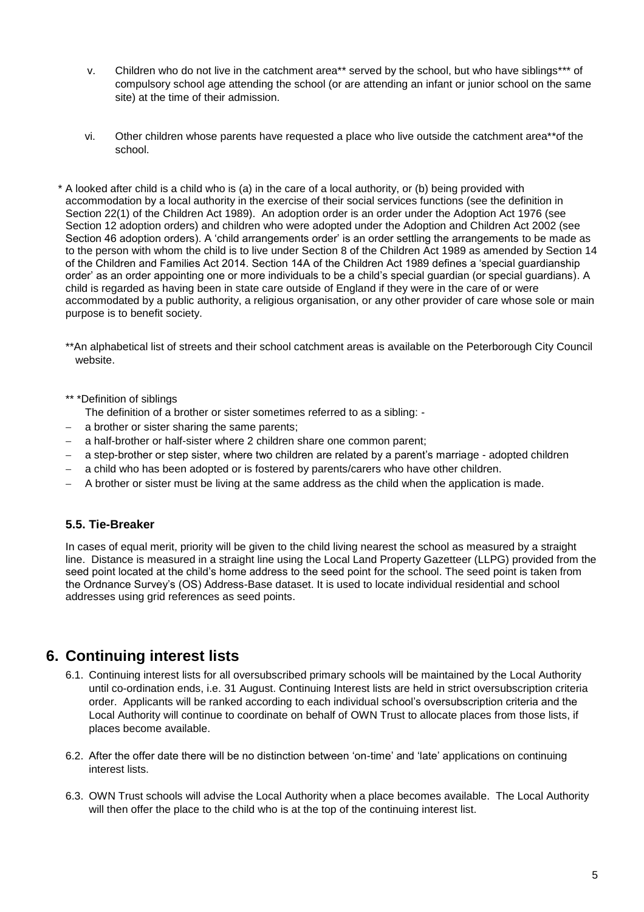v. Children who do not live in the catchment area** served by the school, but who have siblings*** of compulsory school age attending the school (or are attending an infant or junior school on the same site) at the time of their admission.

vi. Other children whose parents have requested a place who live outside the catchment area**of the school.

* A looked after child is a child who is (a) in the care of a local authority, or (b) being provided with accommodation by a local authority in the exercise of their social services functions (see the definition in Section 22(1) of the Children Act 1989). An adoption order is an order under the Adoption Act 1976 (see Section 12 adoption orders) and children who were adopted under the Adoption and Children Act 2002 (see Section 46 adoption orders). A 'child arrangements order' is an order settling the arrangements to be made as to the person with whom the child is to live under Section 8 of the Children Act 1989 as amended by Section 14 of the Children and Families Act 2014. Section 14A of the Children Act 1989 defines a 'special guardianship order' as an order appointing one or more individuals to be a child's special guardian (or special guardians). A child is regarded as having been in state care outside of England if they were in the care of or were accommodated by a public authority, a religious organisation, or any other provider of care whose sole or main purpose is to benefit society.

**An alphabetical list of streets and their school catchment areas is available on the Peterborough City Council website.

** *Definition of siblings

The definition of a brother or sister sometimes referred to as a sibling: -

- a brother or sister sharing the same parents;
- a half-brother or half-sister where 2 children share one common parent;
- a step-brother or step sister, where two children are related by a parent's marriage - adopted children
- a child who has been adopted or is fostered by parents/carers who have other children.
- A brother or sister must be living at the same address as the child when the application is made.

### 5.5. Tie-Breaker

In cases of equal merit, priority will be given to the child living nearest the school as measured by a straight line. Distance is measured in a straight line using the Local Land Property Gazetteer (LLPG) provided from the seed point located at the child's home address to the seed point for the school. The seed point is taken from the Ordnance Survey's (OS) Address-Base dataset. It is used to locate individual residential and school addresses using grid references as seed points.

## 6. Continuing interest lists

6.1. Continuing interest lists for all oversubscribed primary schools will be maintained by the Local Authority until co-ordination ends, i.e. 31 August. Continuing Interest lists are held in strict oversubscription criteria order. Applicants will be ranked according to each individual school's oversubscription criteria and the Local Authority will continue to coordinate on behalf of OWN Trust to allocate places from those lists, if places become available.

6.2. After the offer date there will be no distinction between 'on-time' and 'late' applications on continuing interest lists.

6.3. OWN Trust schools will advise the Local Authority when a place becomes available. The Local Authority will then offer the place to the child who is at the top of the continuing interest list.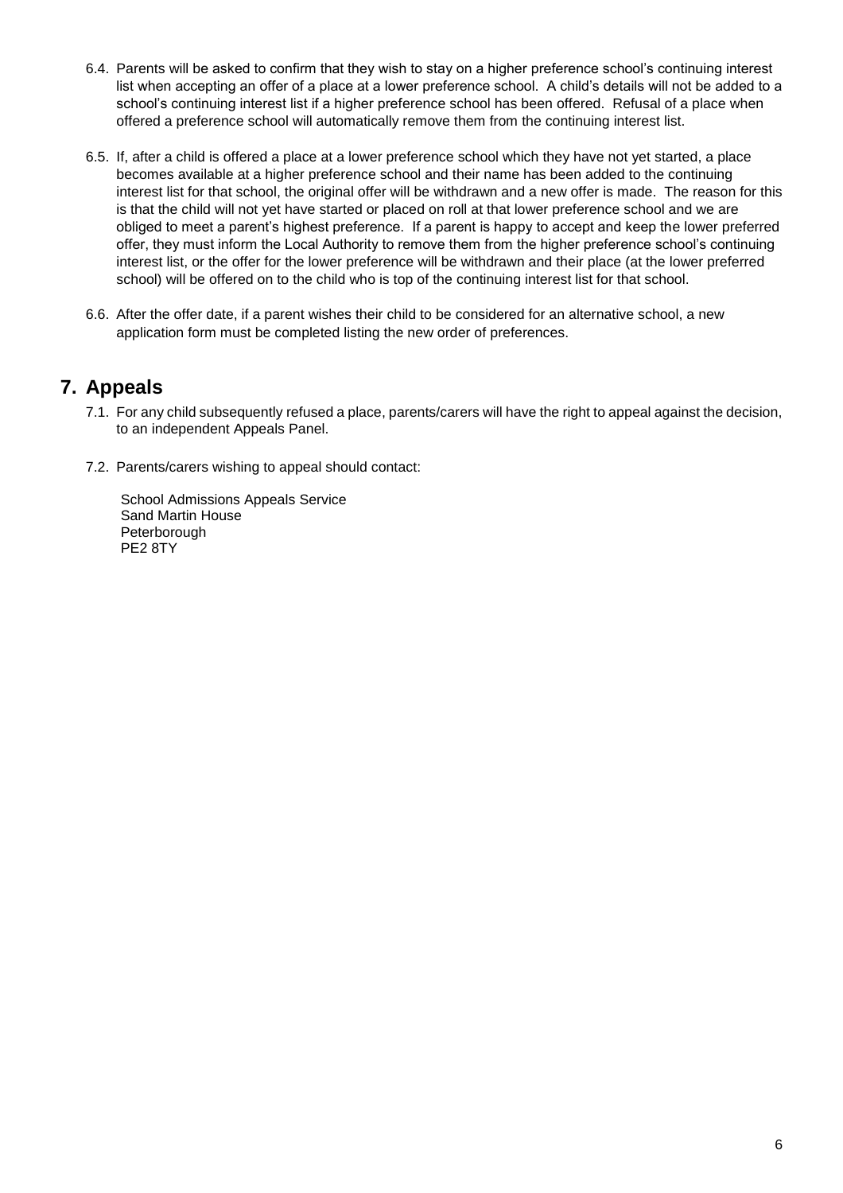6.4. Parents will be asked to confirm that they wish to stay on a higher preference school's continuing interest list when accepting an offer of a place at a lower preference school. A child's details will not be added to a school's continuing interest list if a higher preference school has been offered. Refusal of a place when offered a preference school will automatically remove them from the continuing interest list.

6.5. If, after a child is offered a place at a lower preference school which they have not yet started, a place becomes available at a higher preference school and their name has been added to the continuing interest list for that school, the original offer will be withdrawn and a new offer is made. The reason for this is that the child will not yet have started or placed on roll at that lower preference school and we are obliged to meet a parent's highest preference. If a parent is happy to accept and keep the lower preferred offer, they must inform the Local Authority to remove them from the higher preference school's continuing interest list, or the offer for the lower preference will be withdrawn and their place (at the lower preferred school) will be offered on to the child who is top of the continuing interest list for that school.

6.6. After the offer date, if a parent wishes their child to be considered for an alternative school, a new application form must be completed listing the new order of preferences.

## 7. Appeals

7.1. For any child subsequently refused a place, parents/carers will have the right to appeal against the decision, to an independent Appeals Panel.

7.2. Parents/carers wishing to appeal should contact:

School Admissions Appeals Service
Sand Martin House
Peterborough
PE2 8TY